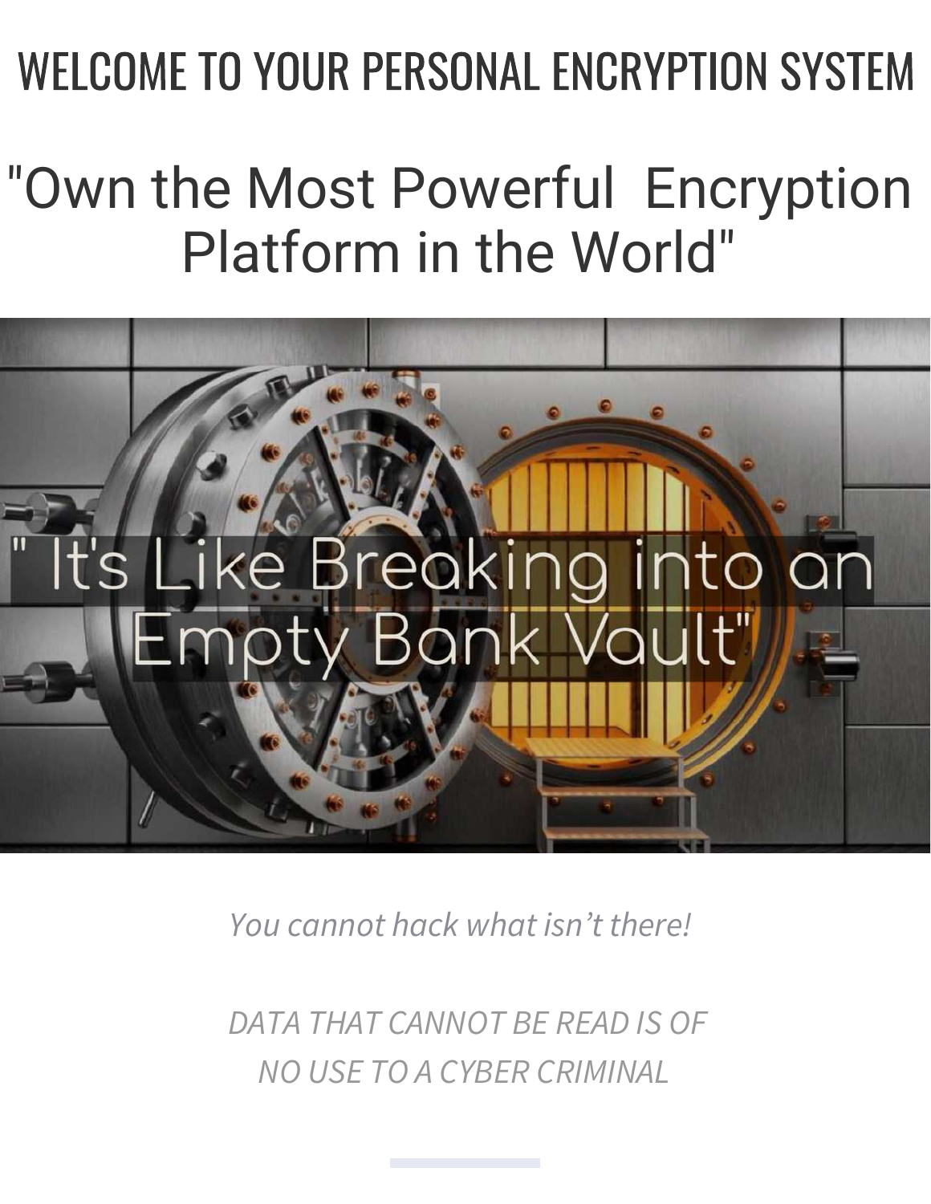# WELCOME TO YOUR PERSONAL ENCRYPTION SYSTEM

## "Own the Most Powerful Encryption Platform in the World"

" It's Like Breaking into an Empty Bank Vault"

*You cannot hack what isn't there!*

*DATA THAT CANNOT BE READ IS OF NO USE TO A CYBER CRIMINAL*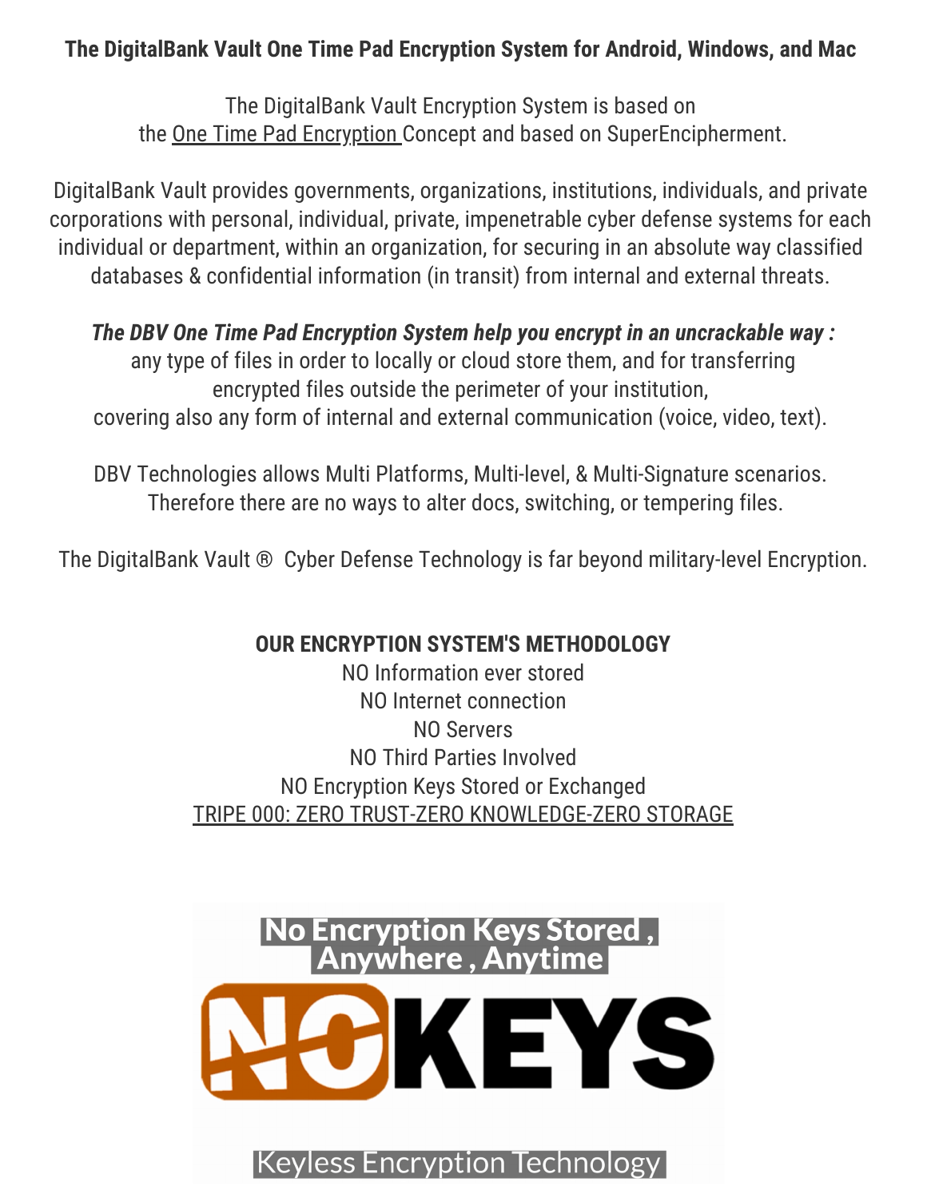**The DigitalBank Vault One Time Pad Encryption System for Android, Windows, and Mac**

The DigitalBank Vault Encryption System is based on the One Time Pad Encryption Concept and based on SuperEncipherment.

DigitalBank Vault provides governments, organizations, institutions, individuals, and private corporations with personal, individual, private, impenetrable cyber defense systems for each individual or department, within an organization, for securing in an absolute way classified databases & confidential information (in transit) from internal and external threats.

***The DBV One Time Pad Encryption System help you encrypt in an uncrackable way :***
any type of files in order to locally or cloud store them, and for transferring encrypted files outside the perimeter of your institution,
covering also any form of internal and external communication (voice, video, text).

DBV Technologies allows Multi Platforms, Multi-level, & Multi-Signature scenarios.
Therefore there are no ways to alter docs, switching, or tempering files.

The DigitalBank Vault ® Cyber Defense Technology is far beyond military-level Encryption.

**OUR ENCRYPTION SYSTEM'S METHODOLOGY**

NO Information ever stored
NO Internet connection
NO Servers
NO Third Parties Involved
NO Encryption Keys Stored or Exchanged
TRIPE 000: ZERO TRUST-ZERO KNOWLEDGE-ZERO STORAGE

**No Encryption Keys Stored , Anywhere , Anytime**

**NOKEYS**

Keyless Encryption Technology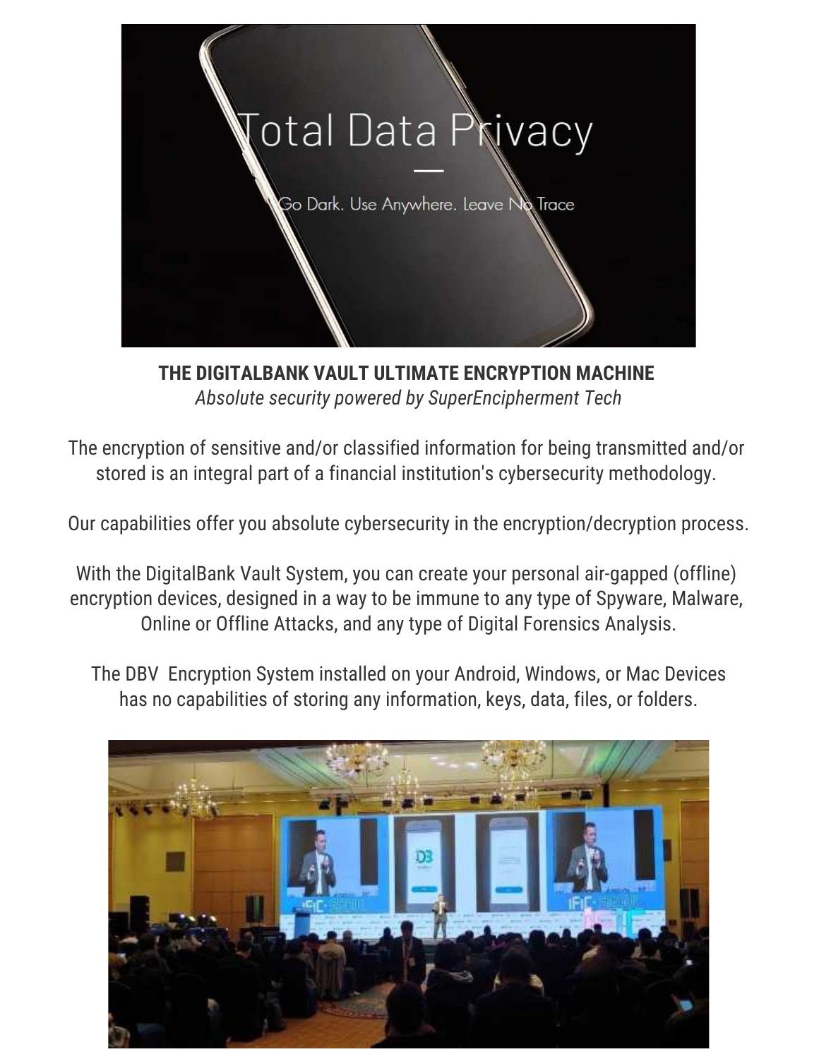**THE DIGITALBANK VAULT ULTIMATE ENCRYPTION MACHINE**

*Absolute security powered by SuperEncipherment Tech*

The encryption of sensitive and/or classified information for being transmitted and/or stored is an integral part of a financial institution's cybersecurity methodology.

Our capabilities offer you absolute cybersecurity in the encryption/decryption process.

With the DigitalBank Vault System, you can create your personal air-gapped (offline) encryption devices, designed in a way to be immune to any type of Spyware, Malware, Online or Offline Attacks, and any type of Digital Forensics Analysis.

The DBV Encryption System installed on your Android, Windows, or Mac Devices has no capabilities of storing any information, keys, data, files, or folders.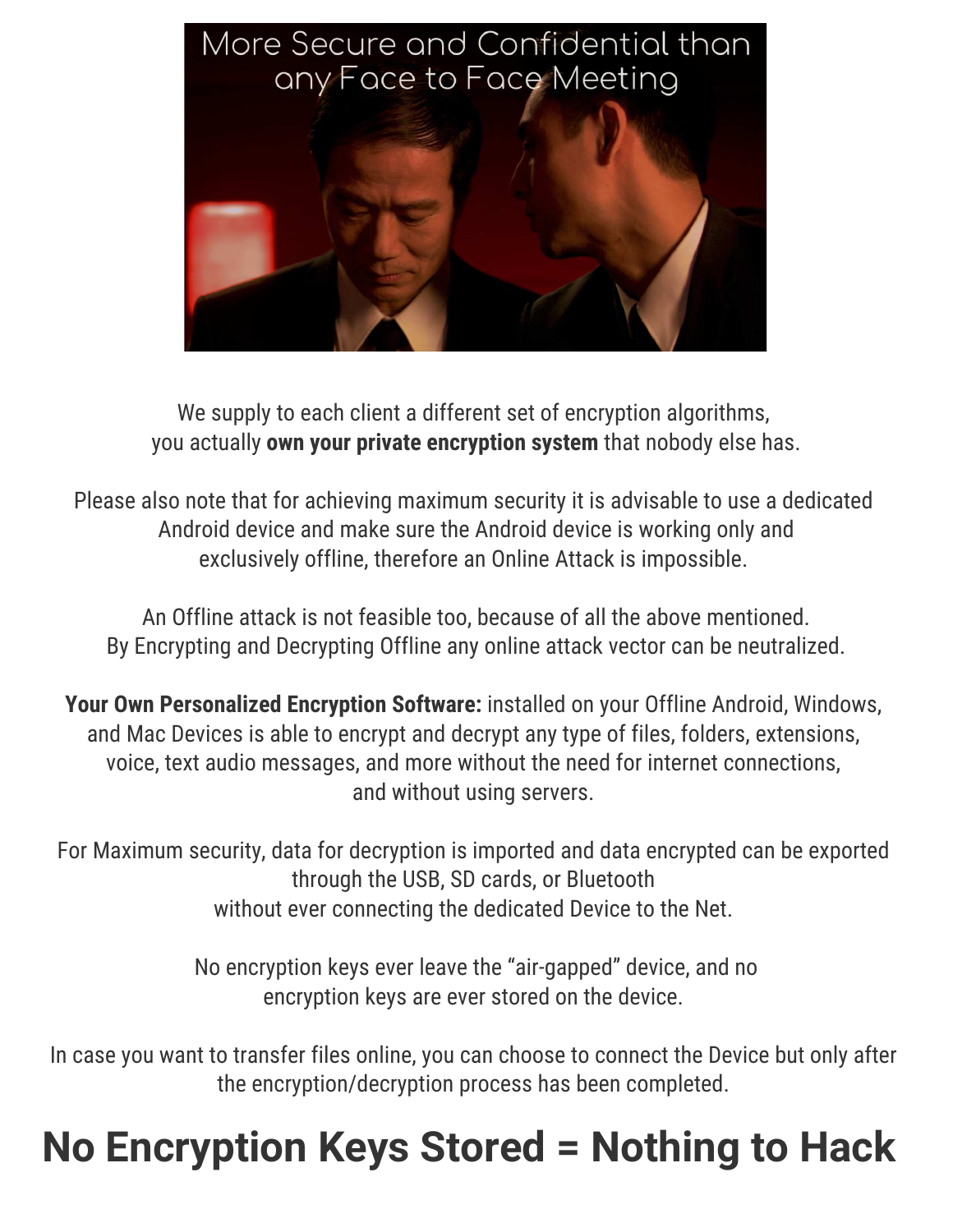More Secure and Confidential than any Face to Face Meeting

We supply to each client a different set of encryption algorithms, you actually **own your private encryption system** that nobody else has.

Please also note that for achieving maximum security it is advisable to use a dedicated Android device and make sure the Android device is working only and exclusively offline, therefore an Online Attack is impossible.

An Offline attack is not feasible too, because of all the above mentioned. By Encrypting and Decrypting Offline any online attack vector can be neutralized.

**Your Own Personalized Encryption Software:** installed on your Offline Android, Windows, and Mac Devices is able to encrypt and decrypt any type of files, folders, extensions, voice, text audio messages, and more without the need for internet connections, and without using servers.

For Maximum security, data for decryption is imported and data encrypted can be exported through the USB, SD cards, or Bluetooth without ever connecting the dedicated Device to the Net.

No encryption keys ever leave the "air-gapped" device, and no encryption keys are ever stored on the device.

In case you want to transfer files online, you can choose to connect the Device but only after the encryption/decryption process has been completed.

# No Encryption Keys Stored = Nothing to Hack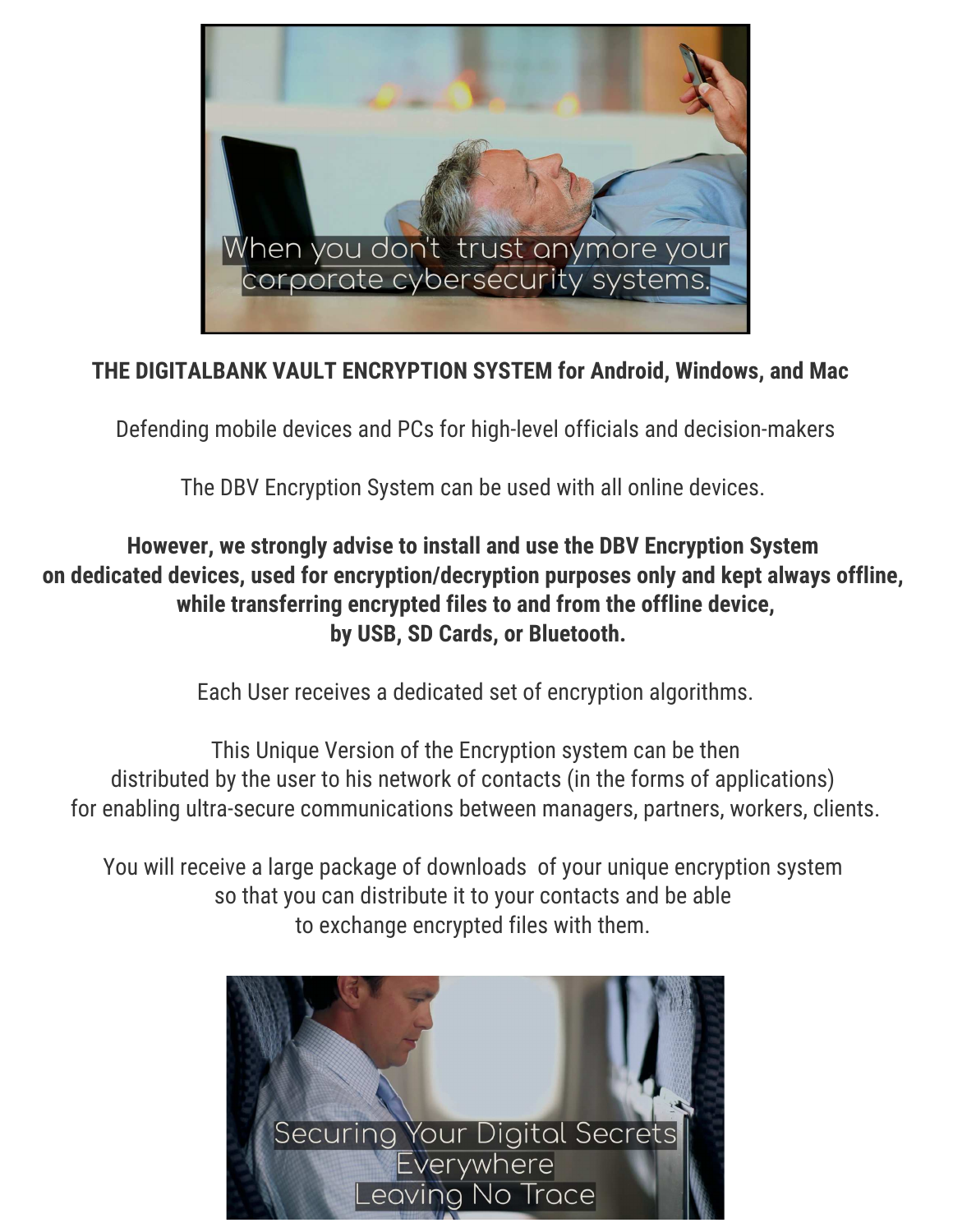When you don't trust anymore your corporate cybersecurity systems.

**THE DIGITALBANK VAULT ENCRYPTION SYSTEM for Android, Windows, and Mac**

Defending mobile devices and PCs for high-level officials and decision-makers

The DBV Encryption System can be used with all online devices.

**However, we strongly advise to install and use the DBV Encryption System on dedicated devices, used for encryption/decryption purposes only and kept always offline, while transferring encrypted files to and from the offline device, by USB, SD Cards, or Bluetooth.**

Each User receives a dedicated set of encryption algorithms.

This Unique Version of the Encryption system can be then distributed by the user to his network of contacts (in the forms of applications) for enabling ultra-secure communications between managers, partners, workers, clients.

You will receive a large package of downloads of your unique encryption system so that you can distribute it to your contacts and be able to exchange encrypted files with them.

Securing Your Digital Secrets Everywhere Leaving No Trace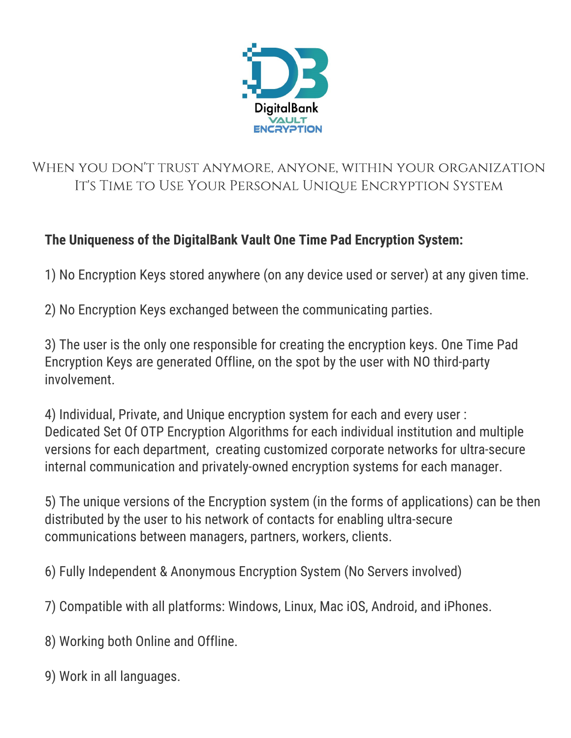DigitalBank
VAULT
ENCRYPTION

When you don't trust anymore, anyone, within your organization
It's Time to Use Your Personal Unique Encryption System

**The Uniqueness of the DigitalBank Vault One Time Pad Encryption System:**

1) No Encryption Keys stored anywhere (on any device used or server) at any given time.

2) No Encryption Keys exchanged between the communicating parties.

3) The user is the only one responsible for creating the encryption keys. One Time Pad Encryption Keys are generated Offline, on the spot by the user with NO third-party involvement.

4) Individual, Private, and Unique encryption system for each and every user :
Dedicated Set Of OTP Encryption Algorithms for each individual institution and multiple versions for each department, creating customized corporate networks for ultra-secure internal communication and privately-owned encryption systems for each manager.

5) The unique versions of the Encryption system (in the forms of applications) can be then distributed by the user to his network of contacts for enabling ultra-secure communications between managers, partners, workers, clients.

6) Fully Independent & Anonymous Encryption System (No Servers involved)

7) Compatible with all platforms: Windows, Linux, Mac iOS, Android, and iPhones.

8) Working both Online and Offline.

9) Work in all languages.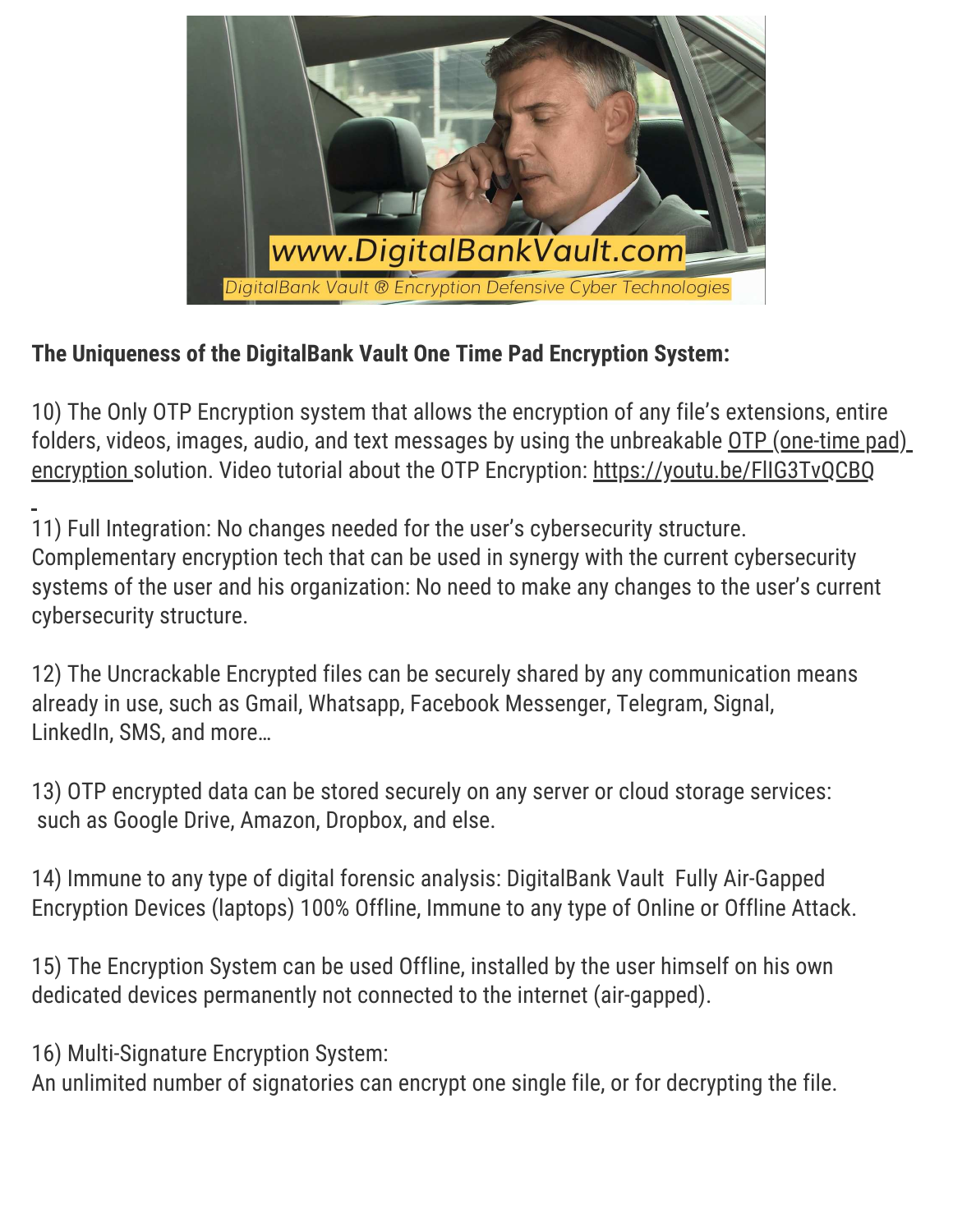**The Uniqueness of the DigitalBank Vault One Time Pad Encryption System:**

10) The Only OTP Encryption system that allows the encryption of any file's extensions, entire folders, videos, images, audio, and text messages by using the unbreakable OTP (one-time pad) encryption solution. Video tutorial about the OTP Encryption: https://youtu.be/FlIG3TvQCBQ

11) Full Integration: No changes needed for the user's cybersecurity structure. Complementary encryption tech that can be used in synergy with the current cybersecurity systems of the user and his organization: No need to make any changes to the user's current cybersecurity structure.

12) The Uncrackable Encrypted files can be securely shared by any communication means already in use, such as Gmail, Whatsapp, Facebook Messenger, Telegram, Signal, LinkedIn, SMS, and more…

13) OTP encrypted data can be stored securely on any server or cloud storage services: such as Google Drive, Amazon, Dropbox, and else.

14) Immune to any type of digital forensic analysis: DigitalBank Vault Fully Air-Gapped Encryption Devices (laptops) 100% Offline, Immune to any type of Online or Offline Attack.

15) The Encryption System can be used Offline, installed by the user himself on his own dedicated devices permanently not connected to the internet (air-gapped).

16) Multi-Signature Encryption System:
An unlimited number of signatories can encrypt one single file, or for decrypting the file.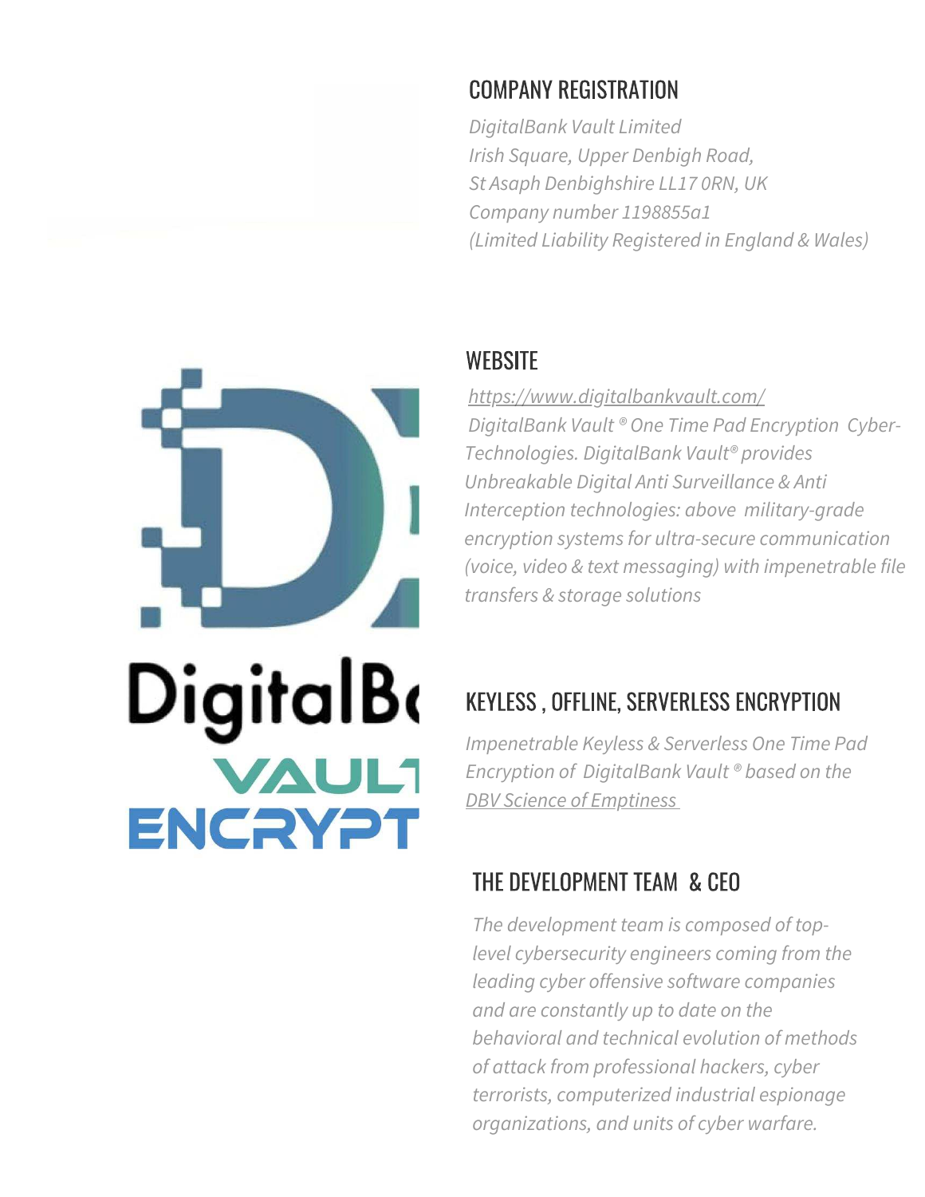## COMPANY REGISTRATION

*DigitalBank Vault Limited*
*Irish Square, Upper Denbigh Road,*
*St Asaph Denbighshire LL17 0RN, UK*
*Company number 1198855a1*
*(Limited Liability Registered in England & Wales)*

## WEBSITE

*https://www.digitalbankvault.com/*
*DigitalBank Vault ® One Time Pad Encryption Cyber-Technologies. DigitalBank Vault® provides Unbreakable Digital Anti Surveillance & Anti Interception technologies: above military-grade encryption systems for ultra-secure communication (voice, video & text messaging) with impenetrable file transfers & storage solutions*

DigitalB
VAUL
ENCRYPT

## KEYLESS , OFFLINE, SERVERLESS ENCRYPTION

*Impenetrable Keyless & Serverless One Time Pad Encryption of DigitalBank Vault ® based on the DBV Science of Emptiness*

## THE DEVELOPMENT TEAM & CEO

*The development team is composed of top-level cybersecurity engineers coming from the leading cyber offensive software companies and are constantly up to date on the behavioral and technical evolution of methods of attack from professional hackers, cyber terrorists, computerized industrial espionage organizations, and units of cyber warfare.*